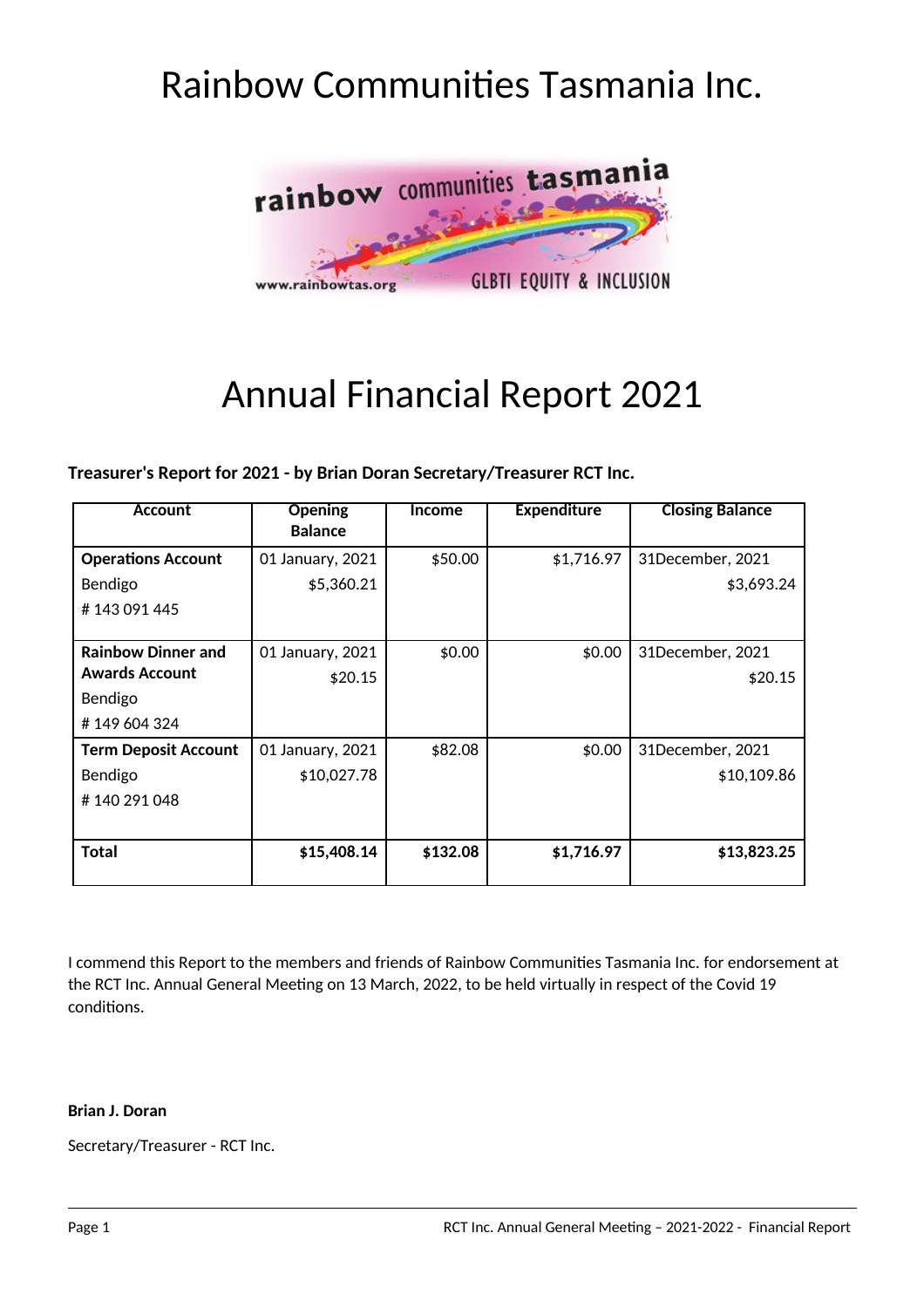# Rainbow Communities Tasmania Inc.

# Annual Financial Report 2021

**Treasurer's Report for 2021 - by Brian Doran Secretary/Treasurer RCT Inc.**

| Account | Opening Balance | Income | Expenditure | Closing Balance |
|---|---|---|---|---|
| **Operations Account** Bendigo # 143 091 445 | 01 January, 2021 $5,360.21 | $50.00 | $1,716.97 | 31December, 2021 $3,693.24 |
| **Rainbow Dinner and Awards Account** Bendigo # 149 604 324 | 01 January, 2021 $20.15 | $0.00 | $0.00 | 31December, 2021 $20.15 |
| **Term Deposit Account** Bendigo # 140 291 048 | 01 January, 2021 $10,027.78 | $82.08 | $0.00 | 31December, 2021 $10,109.86 |
| **Total** | **$15,408.14** | **$132.08** | **$1,716.97** | **$13,823.25** |

I commend this Report to the members and friends of Rainbow Communities Tasmania Inc. for endorsement at the RCT Inc. Annual General Meeting on 13 March, 2022, to be held virtually in respect of the Covid 19 conditions.

**Brian J. Doran**

Secretary/Treasurer - RCT Inc.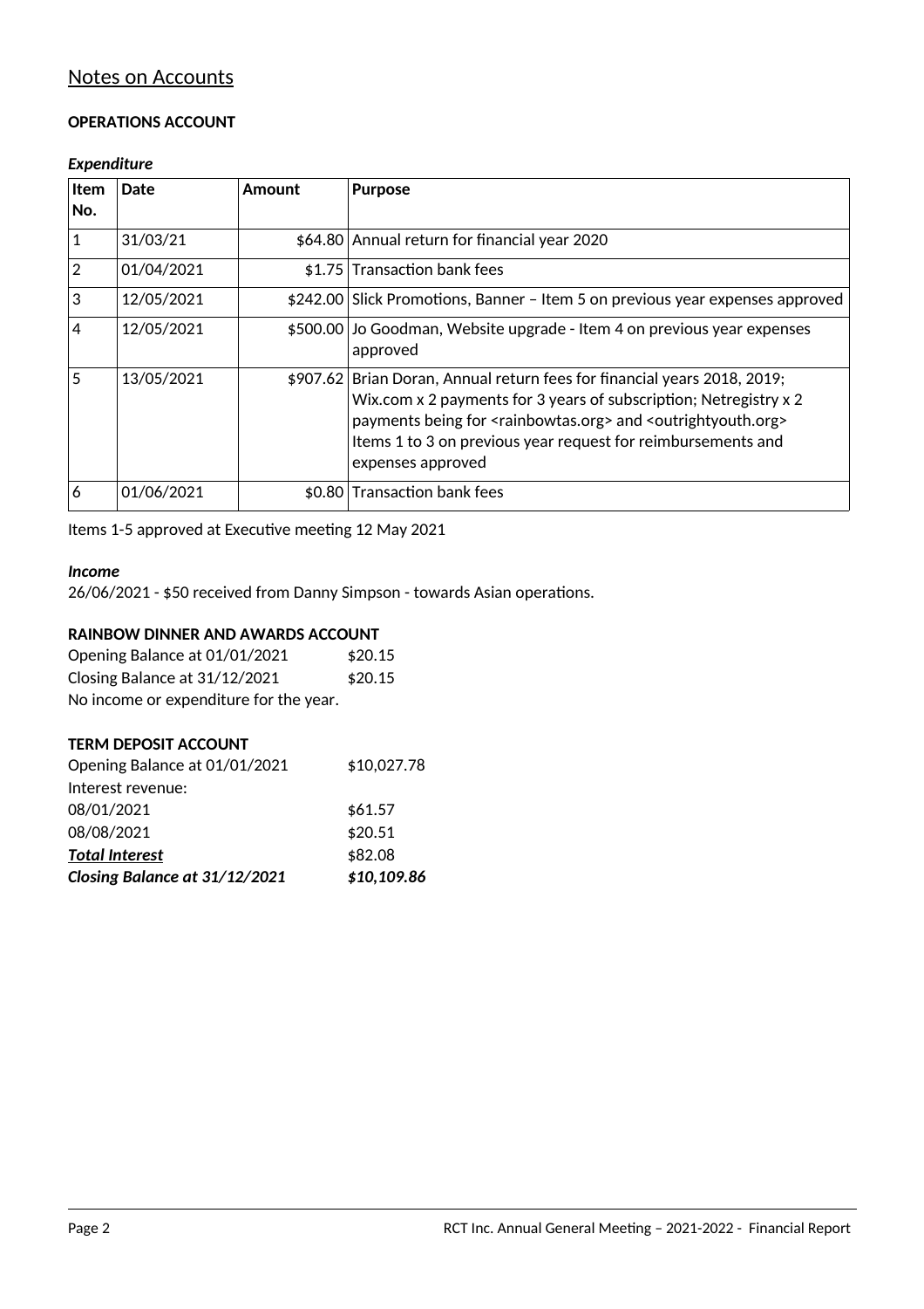## Notes on Accounts

### OPERATIONS ACCOUNT

***Expenditure***

| Item No. | Date | Amount | Purpose |
|---|---|---|---|
| 1 | 31/03/21 | $64.80 | Annual return for financial year 2020 |
| 2 | 01/04/2021 | $1.75 | Transaction bank fees |
| 3 | 12/05/2021 | $242.00 | Slick Promotions, Banner – Item 5 on previous year expenses approved |
| 4 | 12/05/2021 | $500.00 | Jo Goodman, Website upgrade - Item 4 on previous year expenses approved |
| 5 | 13/05/2021 | $907.62 | Brian Doran, Annual return fees for financial years 2018, 2019; Wix.com x 2 payments for 3 years of subscription; Netregistry x 2 payments being for <rainbowtas.org> and <outrightyouth.org> Items 1 to 3 on previous year request for reimbursements and expenses approved |
| 6 | 01/06/2021 | $0.80 | Transaction bank fees |

Items 1-5 approved at Executive meeting 12 May 2021

***Income***

26/06/2021 - $50 received from Danny Simpson - towards Asian operations.

### RAINBOW DINNER AND AWARDS ACCOUNT

| | |
|---|---|
| Opening Balance at 01/01/2021 | $20.15 |
| Closing Balance at 31/12/2021 | $20.15 |

No income or expenditure for the year.

### TERM DEPOSIT ACCOUNT

| | |
|---|---|
| Opening Balance at 01/01/2021 | $10,027.78 |
| Interest revenue: | |
| 08/01/2021 | $61.57 |
| 08/08/2021 | $20.51 |
| ***Total Interest*** | $82.08 |
| ***Closing Balance at 31/12/2021*** | ***$10,109.86*** |